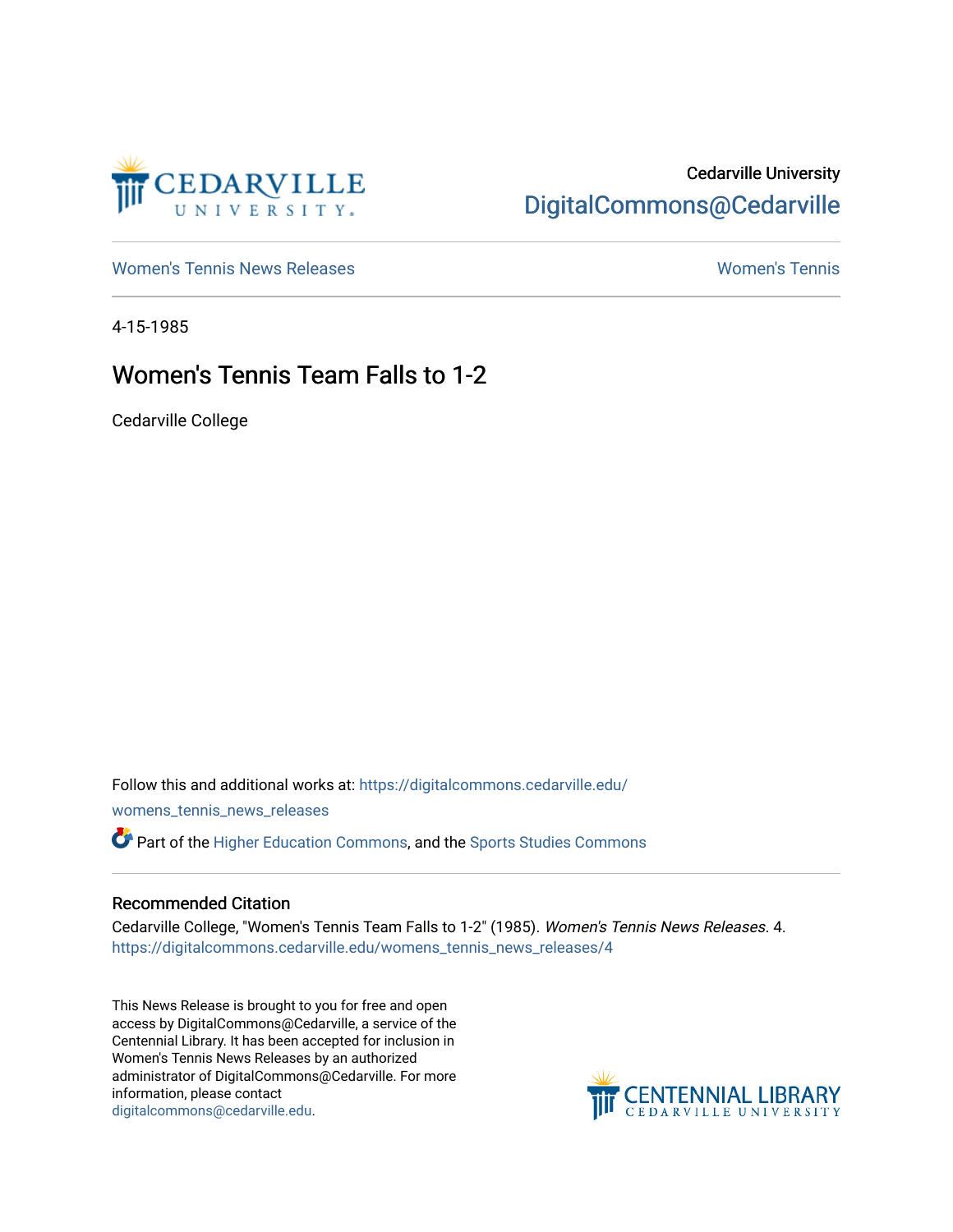Cedarville University
DigitalCommons@Cedarville

Women's Tennis News Releases | Women's Tennis

4-15-1985

# Women's Tennis Team Falls to 1-2

Cedarville College

Follow this and additional works at: https://digitalcommons.cedarville.edu/womens_tennis_news_releases

Part of the Higher Education Commons, and the Sports Studies Commons

## Recommended Citation

Cedarville College, "Women's Tennis Team Falls to 1-2" (1985). *Women's Tennis News Releases*. 4.
https://digitalcommons.cedarville.edu/womens_tennis_news_releases/4

This News Release is brought to you for free and open access by DigitalCommons@Cedarville, a service of the Centennial Library. It has been accepted for inclusion in Women's Tennis News Releases by an authorized administrator of DigitalCommons@Cedarville. For more information, please contact digitalcommons@cedarville.edu.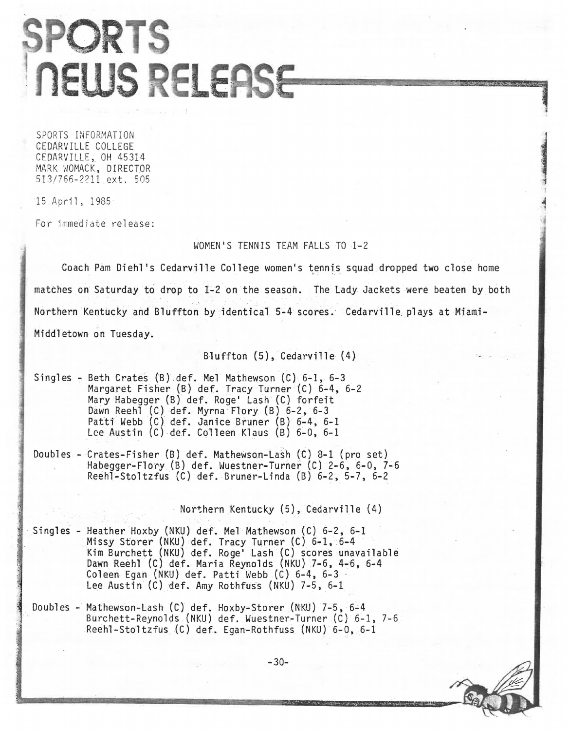# SPORTS NEWS RELEASE

SPORTS INFORMATION
CEDARVILLE COLLEGE
CEDARVILLE, OH 45314
MARK WOMACK, DIRECTOR
513/766-2211 ext. 505

15 April, 1985

For immediate release:

## WOMEN'S TENNIS TEAM FALLS TO 1-2

Coach Pam Diehl's Cedarville College women's tennis squad dropped two close home matches on Saturday to drop to 1-2 on the season. The Lady Jackets were beaten by both Northern Kentucky and Bluffton by identical 5-4 scores. Cedarville plays at Miami-Middletown on Tuesday.

### Bluffton (5), Cedarville (4)

Singles -
- Beth Crates (B) def. Mel Mathewson (C) 6-1, 6-3
- Margaret Fisher (B) def. Tracy Turner (C) 6-4, 6-2
- Mary Habegger (B) def. Roge' Lash (C) forfeit
- Dawn Reehl (C) def. Myrna Flory (B) 6-2, 6-3
- Patti Webb (C) def. Janice Bruner (B) 6-4, 6-1
- Lee Austin (C) def. Colleen Klaus (B) 6-0, 6-1

Doubles -
- Crates-Fisher (B) def. Mathewson-Lash (C) 8-1 (pro set)
- Habegger-Flory (B) def. Wuestner-Turner (C) 2-6, 6-0, 7-6
- Reehl-Stoltzfus (C) def. Bruner-Linda (B) 6-2, 5-7, 6-2

### Northern Kentucky (5), Cedarville (4)

Singles -
- Heather Hoxby (NKU) def. Mel Mathewson (C) 6-2, 6-1
- Missy Storer (NKU) def. Tracy Turner (C) 6-1, 6-4
- Kim Burchett (NKU) def. Roge' Lash (C) scores unavailable
- Dawn Reehl (C) def. Maria Reynolds (NKU) 7-6, 4-6, 6-4
- Coleen Egan (NKU) def. Patti Webb (C) 6-4, 6-3
- Lee Austin (C) def. Amy Rothfuss (NKU) 7-5, 6-1

Doubles -
- Mathewson-Lash (C) def. Hoxby-Storer (NKU) 7-5, 6-4
- Burchett-Reynolds (NKU) def. Wuestner-Turner (C) 6-1, 7-6
- Reehl-Stoltzfus (C) def. Egan-Rothfuss (NKU) 6-0, 6-1

-30-